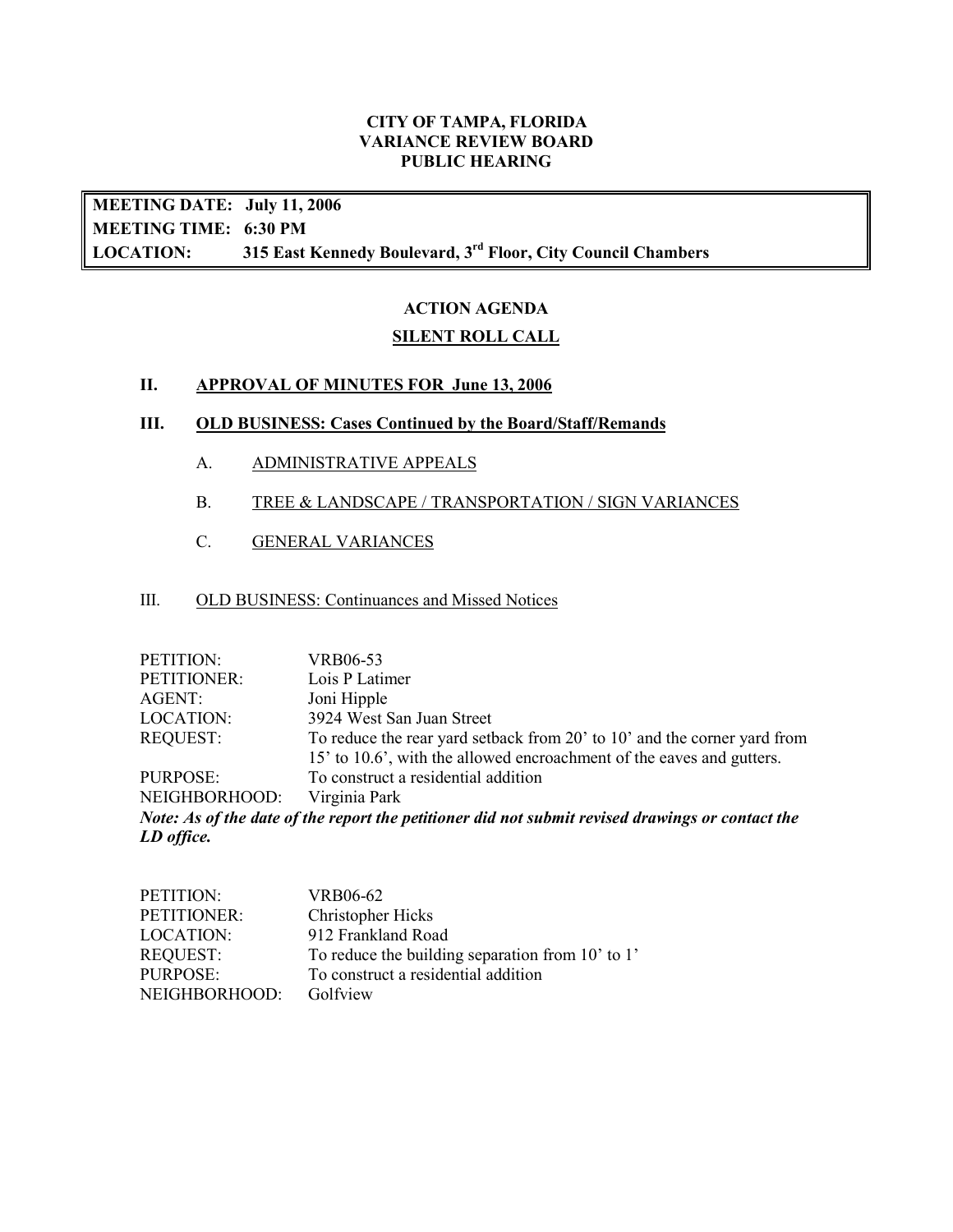# CITY OF TAMPA, FLORIDA
# VARIANCE REVIEW BOARD
# PUBLIC HEARING

**MEETING DATE: July 11, 2006**
**MEETING TIME: 6:30 PM**
**LOCATION: 315 East Kennedy Boulevard, 3rd Floor, City Council Chambers**

## ACTION AGENDA

## SILENT ROLL CALL

### II. APPROVAL OF MINUTES FOR June 13, 2006

### III. OLD BUSINESS: Cases Continued by the Board/Staff/Remands

A. ADMINISTRATIVE APPEALS

B. TREE & LANDSCAPE / TRANSPORTATION / SIGN VARIANCES

C. GENERAL VARIANCES

III. OLD BUSINESS: Continuances and Missed Notices

PETITION: VRB06-53
PETITIONER: Lois P Latimer
AGENT: Joni Hipple
LOCATION: 3924 West San Juan Street
REQUEST: To reduce the rear yard setback from 20' to 10' and the corner yard from 15' to 10.6', with the allowed encroachment of the eaves and gutters.
PURPOSE: To construct a residential addition
NEIGHBORHOOD: Virginia Park

***Note: As of the date of the report the petitioner did not submit revised drawings or contact the LD office.***

PETITION: VRB06-62
PETITIONER: Christopher Hicks
LOCATION: 912 Frankland Road
REQUEST: To reduce the building separation from 10' to 1'
PURPOSE: To construct a residential addition
NEIGHBORHOOD: Golfview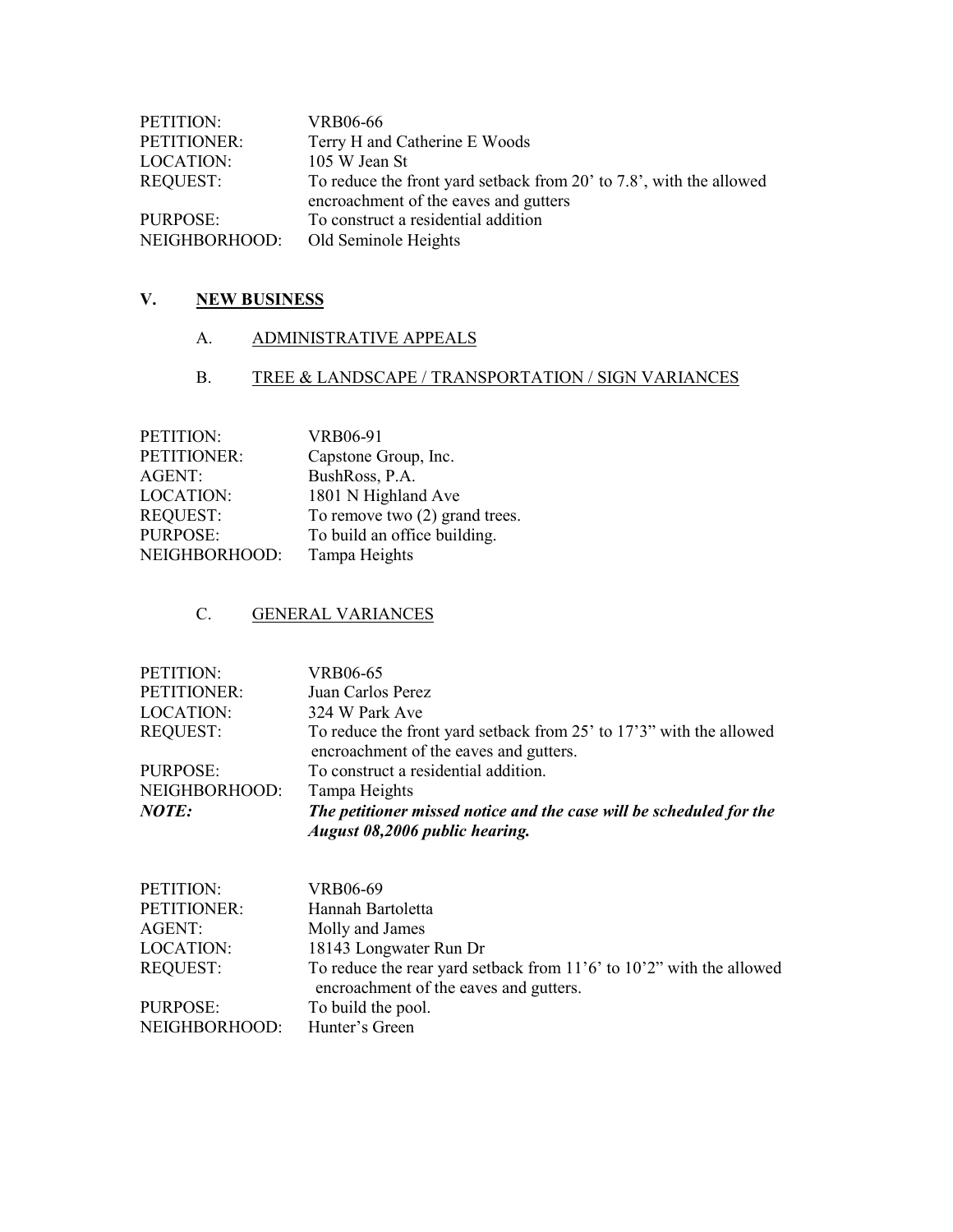PETITION: VRB06-66
PETITIONER: Terry H and Catherine E Woods
LOCATION: 105 W Jean St
REQUEST: To reduce the front yard setback from 20' to 7.8', with the allowed encroachment of the eaves and gutters
PURPOSE: To construct a residential addition
NEIGHBORHOOD: Old Seminole Heights

## V. NEW BUSINESS

### A. ADMINISTRATIVE APPEALS

### B. TREE & LANDSCAPE / TRANSPORTATION / SIGN VARIANCES

PETITION: VRB06-91
PETITIONER: Capstone Group, Inc.
AGENT: BushRoss, P.A.
LOCATION: 1801 N Highland Ave
REQUEST: To remove two (2) grand trees.
PURPOSE: To build an office building.
NEIGHBORHOOD: Tampa Heights

### C. GENERAL VARIANCES

PETITION: VRB06-65
PETITIONER: Juan Carlos Perez
LOCATION: 324 W Park Ave
REQUEST: To reduce the front yard setback from 25' to 17'3" with the allowed encroachment of the eaves and gutters.
PURPOSE: To construct a residential addition.
NEIGHBORHOOD: Tampa Heights
***NOTE:*** ***The petitioner missed notice and the case will be scheduled for the August 08,2006 public hearing.***

PETITION: VRB06-69
PETITIONER: Hannah Bartoletta
AGENT: Molly and James
LOCATION: 18143 Longwater Run Dr
REQUEST: To reduce the rear yard setback from 11'6' to 10'2" with the allowed encroachment of the eaves and gutters.
PURPOSE: To build the pool.
NEIGHBORHOOD: Hunter's Green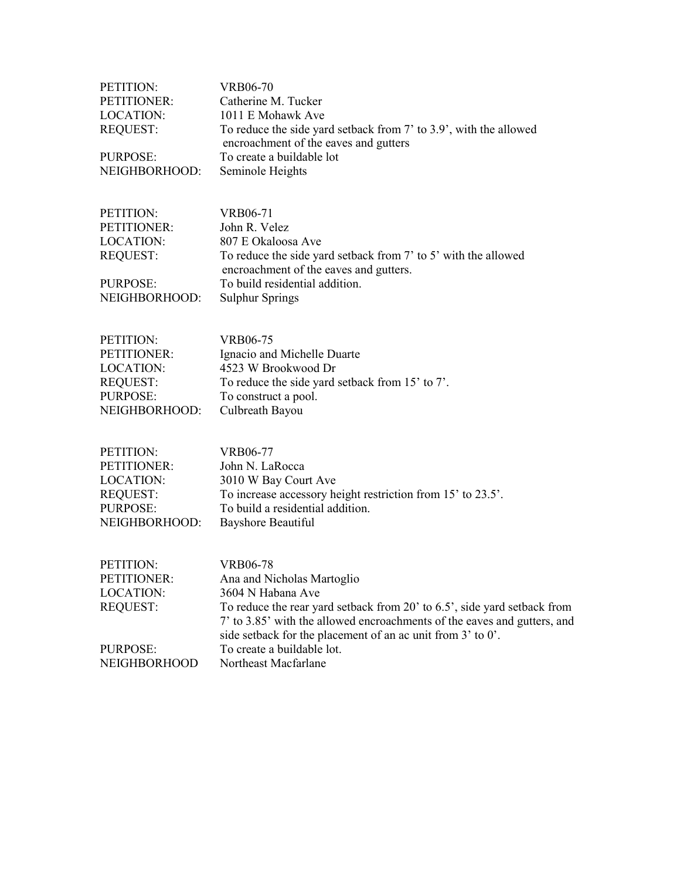PETITION: VRB06-70
PETITIONER: Catherine M. Tucker
LOCATION: 1011 E Mohawk Ave
REQUEST: To reduce the side yard setback from 7' to 3.9', with the allowed encroachment of the eaves and gutters
PURPOSE: To create a buildable lot
NEIGHBORHOOD: Seminole Heights

PETITION: VRB06-71
PETITIONER: John R. Velez
LOCATION: 807 E Okaloosa Ave
REQUEST: To reduce the side yard setback from 7' to 5' with the allowed encroachment of the eaves and gutters.
PURPOSE: To build residential addition.
NEIGHBORHOOD: Sulphur Springs

PETITION: VRB06-75
PETITIONER: Ignacio and Michelle Duarte
LOCATION: 4523 W Brookwood Dr
REQUEST: To reduce the side yard setback from 15' to 7'.
PURPOSE: To construct a pool.
NEIGHBORHOOD: Culbreath Bayou

PETITION: VRB06-77
PETITIONER: John N. LaRocca
LOCATION: 3010 W Bay Court Ave
REQUEST: To increase accessory height restriction from 15' to 23.5'.
PURPOSE: To build a residential addition.
NEIGHBORHOOD: Bayshore Beautiful

PETITION: VRB06-78
PETITIONER: Ana and Nicholas Martoglio
LOCATION: 3604 N Habana Ave
REQUEST: To reduce the rear yard setback from 20' to 6.5', side yard setback from 7' to 3.85' with the allowed encroachments of the eaves and gutters, and side setback for the placement of an ac unit from 3' to 0'.
PURPOSE: To create a buildable lot.
NEIGHBORHOOD Northeast Macfarlane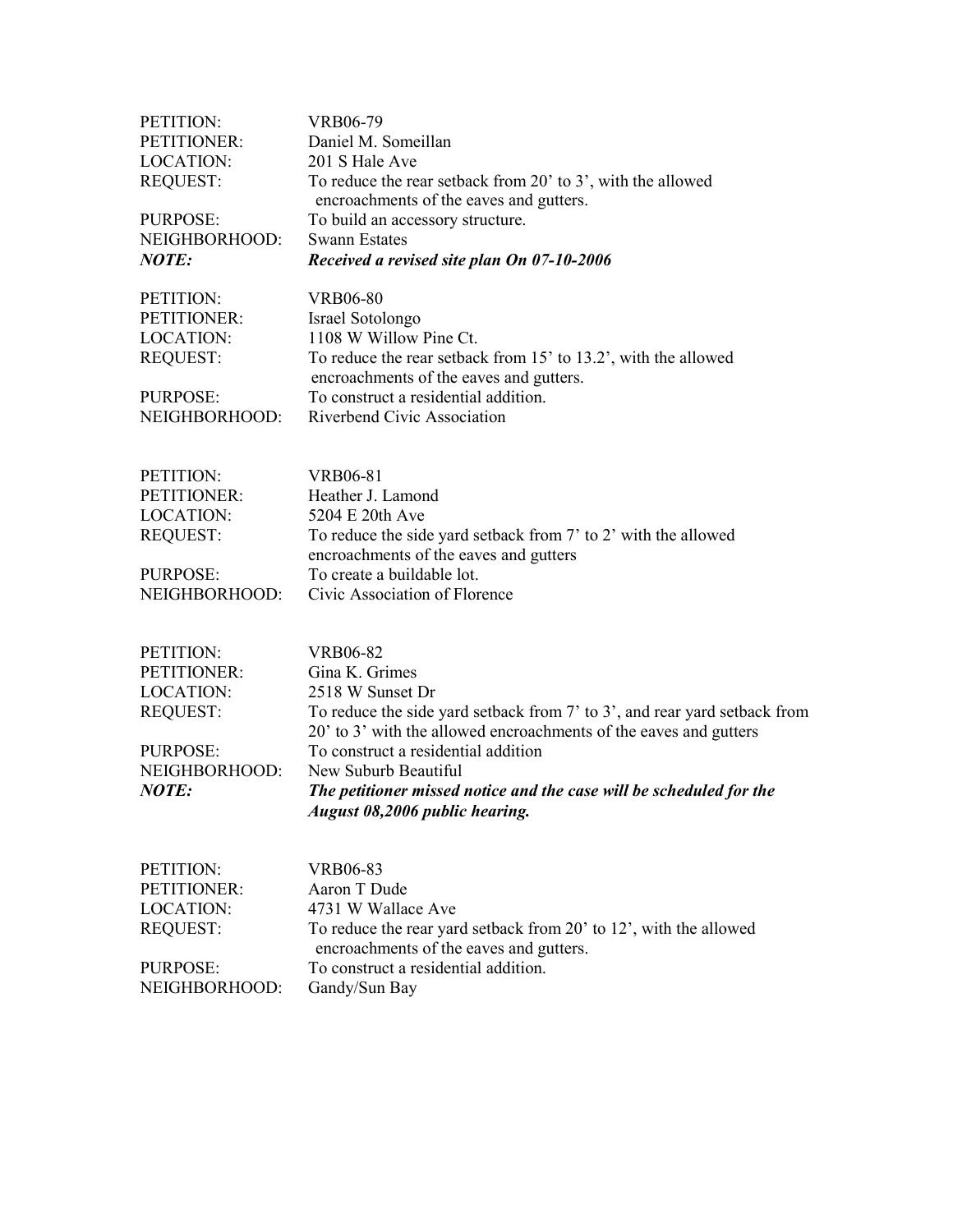PETITION: VRB06-79
PETITIONER: Daniel M. Someillan
LOCATION: 201 S Hale Ave
REQUEST: To reduce the rear setback from 20' to 3', with the allowed encroachments of the eaves and gutters.
PURPOSE: To build an accessory structure.
NEIGHBORHOOD: Swann Estates
***NOTE:*** ***Received a revised site plan On 07-10-2006***

PETITION: VRB06-80
PETITIONER: Israel Sotolongo
LOCATION: 1108 W Willow Pine Ct.
REQUEST: To reduce the rear setback from 15' to 13.2', with the allowed encroachments of the eaves and gutters.
PURPOSE: To construct a residential addition.
NEIGHBORHOOD: Riverbend Civic Association

PETITION: VRB06-81
PETITIONER: Heather J. Lamond
LOCATION: 5204 E 20th Ave
REQUEST: To reduce the side yard setback from 7' to 2' with the allowed encroachments of the eaves and gutters
PURPOSE: To create a buildable lot.
NEIGHBORHOOD: Civic Association of Florence

PETITION: VRB06-82
PETITIONER: Gina K. Grimes
LOCATION: 2518 W Sunset Dr
REQUEST: To reduce the side yard setback from 7' to 3', and rear yard setback from 20' to 3' with the allowed encroachments of the eaves and gutters
PURPOSE: To construct a residential addition
NEIGHBORHOOD: New Suburb Beautiful
***NOTE:*** ***The petitioner missed notice and the case will be scheduled for the August 08,2006 public hearing.***

PETITION: VRB06-83
PETITIONER: Aaron T Dude
LOCATION: 4731 W Wallace Ave
REQUEST: To reduce the rear yard setback from 20' to 12', with the allowed encroachments of the eaves and gutters.
PURPOSE: To construct a residential addition.
NEIGHBORHOOD: Gandy/Sun Bay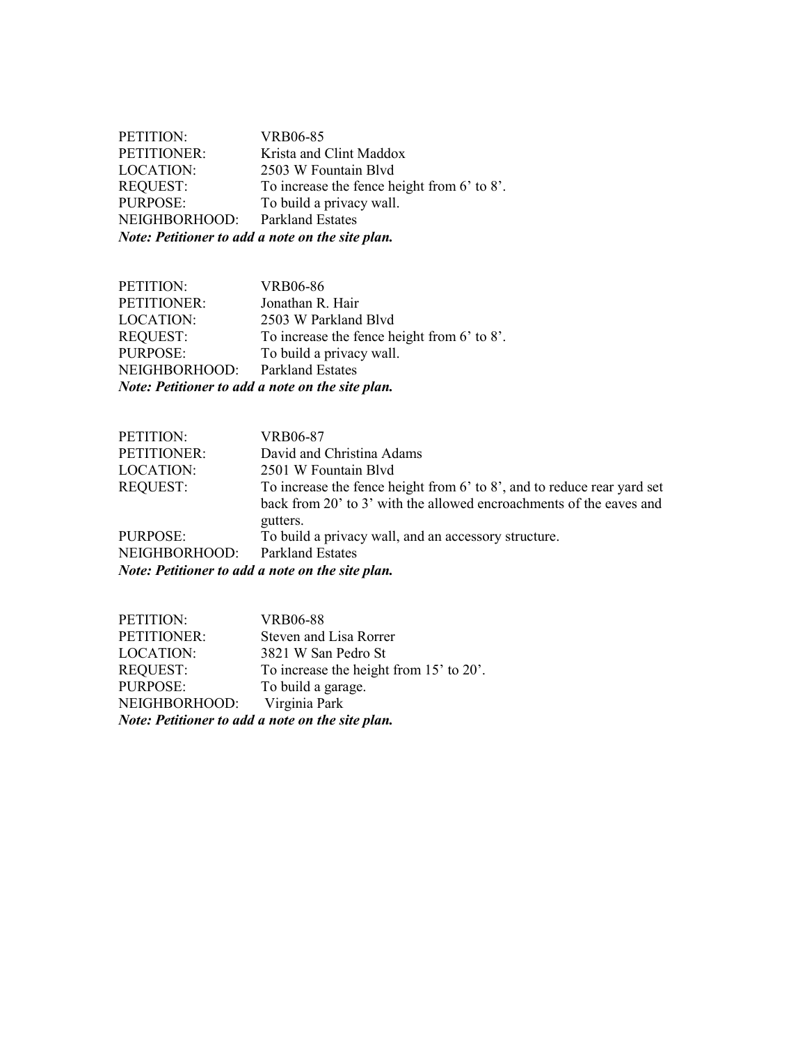PETITION: VRB06-85
PETITIONER: Krista and Clint Maddox
LOCATION: 2503 W Fountain Blvd
REQUEST: To increase the fence height from 6' to 8'.
PURPOSE: To build a privacy wall.
NEIGHBORHOOD: Parkland Estates
***Note: Petitioner to add a note on the site plan.***

PETITION: VRB06-86
PETITIONER: Jonathan R. Hair
LOCATION: 2503 W Parkland Blvd
REQUEST: To increase the fence height from 6' to 8'.
PURPOSE: To build a privacy wall.
NEIGHBORHOOD: Parkland Estates
***Note: Petitioner to add a note on the site plan.***

PETITION: VRB06-87
PETITIONER: David and Christina Adams
LOCATION: 2501 W Fountain Blvd
REQUEST: To increase the fence height from 6' to 8', and to reduce rear yard set back from 20' to 3' with the allowed encroachments of the eaves and gutters.
PURPOSE: To build a privacy wall, and an accessory structure.
NEIGHBORHOOD: Parkland Estates
***Note: Petitioner to add a note on the site plan.***

PETITION: VRB06-88
PETITIONER: Steven and Lisa Rorrer
LOCATION: 3821 W San Pedro St
REQUEST: To increase the height from 15' to 20'.
PURPOSE: To build a garage.
NEIGHBORHOOD: Virginia Park
***Note: Petitioner to add a note on the site plan.***